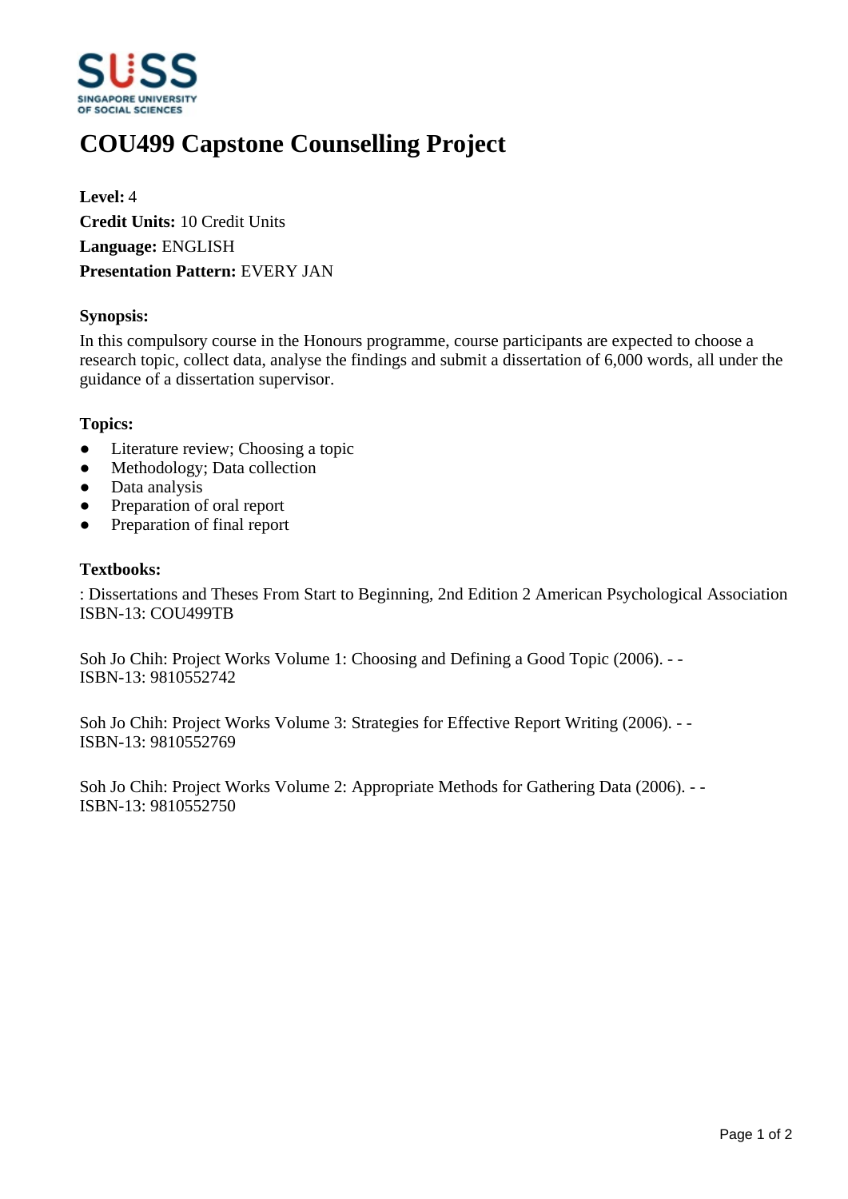# COU499 Capstone Counselling Project

**Level:** 4
**Credit Units:** 10 Credit Units
**Language:** ENGLISH
**Presentation Pattern:** EVERY JAN

### Synopsis:

In this compulsory course in the Honours programme, course participants are expected to choose a research topic, collect data, analyse the findings and submit a dissertation of 6,000 words, all under the guidance of a dissertation supervisor.

### Topics:

- Literature review; Choosing a topic
- Methodology; Data collection
- Data analysis
- Preparation of oral report
- Preparation of final report

### Textbooks:

: Dissertations and Theses From Start to Beginning, 2nd Edition 2 American Psychological Association
ISBN-13: COU499TB

Soh Jo Chih: Project Works Volume 1: Choosing and Defining a Good Topic (2006). - -
ISBN-13: 9810552742

Soh Jo Chih: Project Works Volume 3: Strategies for Effective Report Writing (2006). - -
ISBN-13: 9810552769

Soh Jo Chih: Project Works Volume 2: Appropriate Methods for Gathering Data (2006). - -
ISBN-13: 9810552750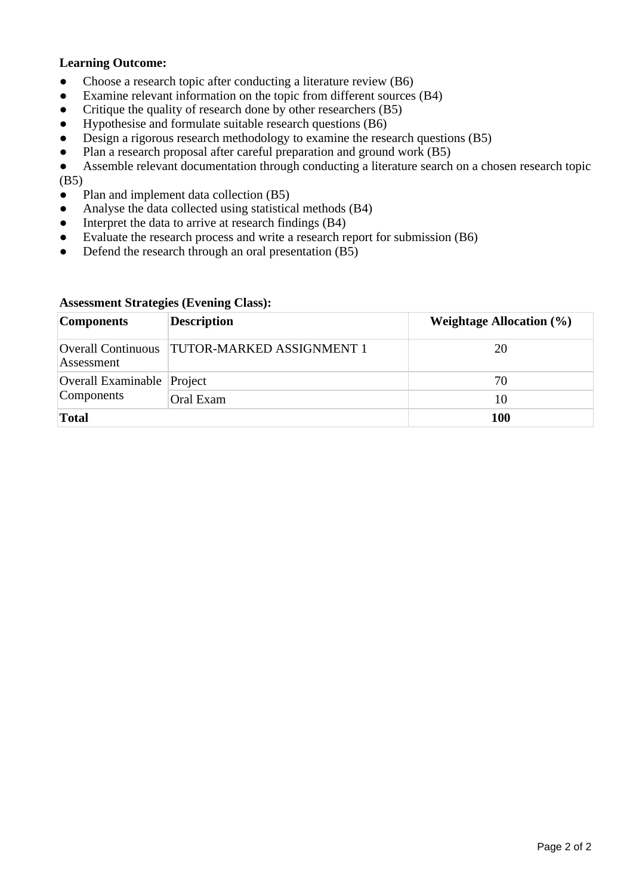**Learning Outcome:**

- Choose a research topic after conducting a literature review (B6)
- Examine relevant information on the topic from different sources (B4)
- Critique the quality of research done by other researchers (B5)
- Hypothesise and formulate suitable research questions (B6)
- Design a rigorous research methodology to examine the research questions (B5)
- Plan a research proposal after careful preparation and ground work (B5)
- Assemble relevant documentation through conducting a literature search on a chosen research topic (B5)
- Plan and implement data collection (B5)
- Analyse the data collected using statistical methods (B4)
- Interpret the data to arrive at research findings (B4)
- Evaluate the research process and write a research report for submission (B6)
- Defend the research through an oral presentation (B5)

**Assessment Strategies (Evening Class):**

| **Components** | **Description** | **Weightage Allocation (%)** |
|---|---|---|
| Overall Continuous Assessment | TUTOR-MARKED ASSIGNMENT 1 | 20 |
| Overall Examinable Components | Project | 70 |
| | Oral Exam | 10 |
| **Total** | | **100** |